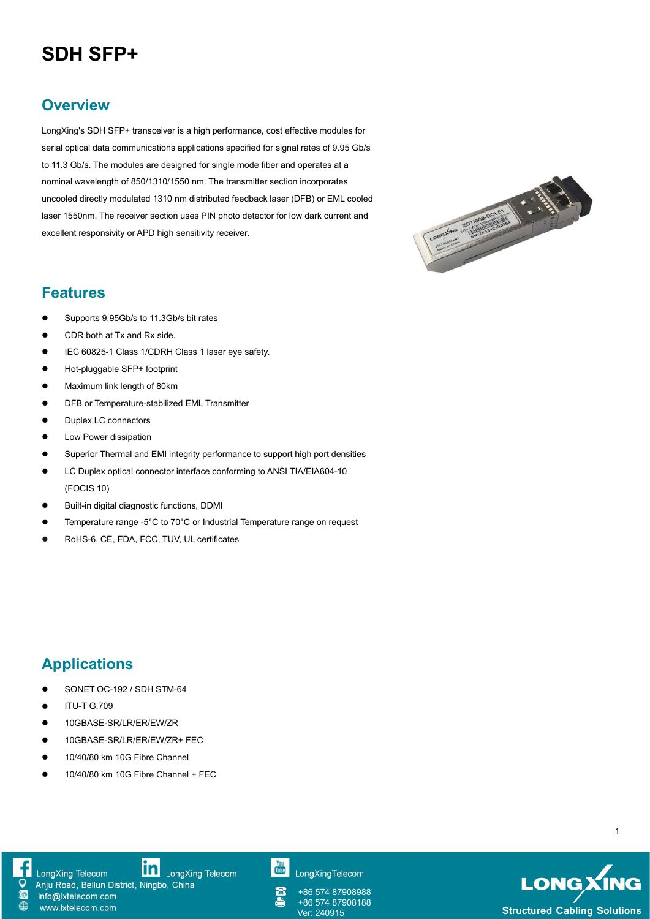# SDH SFP+

## Overview

LongXing's SDH SFP+ transceiver is a high performance, cost effective modules for serial optical data communications applications specified for signal rates of 9.95 Gb/s to 11.3 Gb/s. The modules are designed for single mode fiber and operates at a nominal wavelength of 850/1310/1550 nm. The transmitter section incorporates uncooled directly modulated 1310 nm distributed feedback laser (DFB) or EML cooled laser 1550nm. The receiver section uses PIN photo detector for low dark current and excellent responsivity or APD high sensitivity receiver.

## Features

- Supports 9.95Gb/s to 11.3Gb/s bit rates
- CDR both at Tx and Rx side.
- IEC 60825-1 Class 1/CDRH Class 1 laser eye safety.
- Hot-pluggable SFP+ footprint
- Maximum link length of 80km
- DFB or Temperature-stabilized EML Transmitter
- Duplex LC connectors
- Low Power dissipation
- Superior Thermal and EMI integrity performance to support high port densities
- LC Duplex optical connector interface conforming to ANSI TIA/EIA604-10 (FOCIS 10)
- Built-in digital diagnostic functions, DDMI
- Temperature range -5°C to 70°C or Industrial Temperature range on request
- RoHS-6, CE, FDA, FCC, TUV, UL certificates

## Applications

- SONET OC-192 / SDH STM-64
- ITU-T G.709
- 10GBASE-SR/LR/ER/EW/ZR
- 10GBASE-SR/LR/ER/EW/ZR+ FEC
- 10/40/80 km 10G Fibre Channel
- 10/40/80 km 10G Fibre Channel + FEC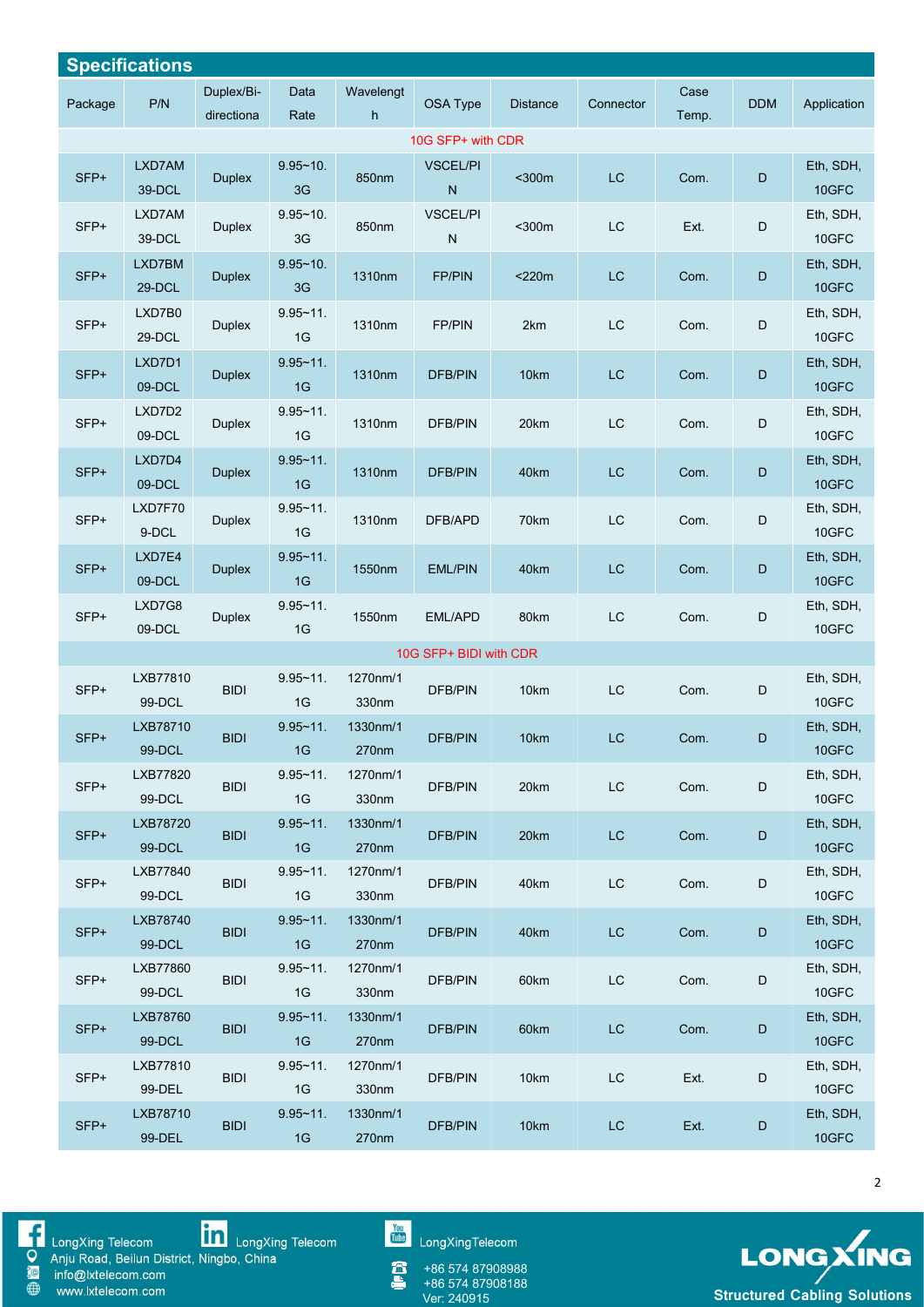## Specifications

| Package | P/N | Duplex/Bi-directiona | Data Rate | Wavelength | OSA Type | Distance | Connector | Case Temp. | DDM | Application |
|---|---|---|---|---|---|---|---|---|---|---|
| 10G SFP+ with CDR | | | | | | | | | | |
| SFP+ | LXD7AM39-DCL | Duplex | 9.95~10.3G | 850nm | VSCEL/PIN | <300m | LC | Com. | D | Eth, SDH, 10GFC |
| SFP+ | LXD7AM39-DCL | Duplex | 9.95~10.3G | 850nm | VSCEL/PIN | <300m | LC | Ext. | D | Eth, SDH, 10GFC |
| SFP+ | LXD7BM29-DCL | Duplex | 9.95~10.3G | 1310nm | FP/PIN | <220m | LC | Com. | D | Eth, SDH, 10GFC |
| SFP+ | LXD7B029-DCL | Duplex | 9.95~11.1G | 1310nm | FP/PIN | 2km | LC | Com. | D | Eth, SDH, 10GFC |
| SFP+ | LXD7D109-DCL | Duplex | 9.95~11.1G | 1310nm | DFB/PIN | 10km | LC | Com. | D | Eth, SDH, 10GFC |
| SFP+ | LXD7D209-DCL | Duplex | 9.95~11.1G | 1310nm | DFB/PIN | 20km | LC | Com. | D | Eth, SDH, 10GFC |
| SFP+ | LXD7D409-DCL | Duplex | 9.95~11.1G | 1310nm | DFB/PIN | 40km | LC | Com. | D | Eth, SDH, 10GFC |
| SFP+ | LXD7F709-DCL | Duplex | 9.95~11.1G | 1310nm | DFB/APD | 70km | LC | Com. | D | Eth, SDH, 10GFC |
| SFP+ | LXD7E409-DCL | Duplex | 9.95~11.1G | 1550nm | EML/PIN | 40km | LC | Com. | D | Eth, SDH, 10GFC |
| SFP+ | LXD7G809-DCL | Duplex | 9.95~11.1G | 1550nm | EML/APD | 80km | LC | Com. | D | Eth, SDH, 10GFC |
| 10G SFP+ BIDI with CDR | | | | | | | | | | |
| SFP+ | LXB7781099-DCL | BIDI | 9.95~11.1G | 1270nm/1330nm | DFB/PIN | 10km | LC | Com. | D | Eth, SDH, 10GFC |
| SFP+ | LXB7871099-DCL | BIDI | 9.95~11.1G | 1330nm/1270nm | DFB/PIN | 10km | LC | Com. | D | Eth, SDH, 10GFC |
| SFP+ | LXB7782099-DCL | BIDI | 9.95~11.1G | 1270nm/1330nm | DFB/PIN | 20km | LC | Com. | D | Eth, SDH, 10GFC |
| SFP+ | LXB7872099-DCL | BIDI | 9.95~11.1G | 1330nm/1270nm | DFB/PIN | 20km | LC | Com. | D | Eth, SDH, 10GFC |
| SFP+ | LXB7784099-DCL | BIDI | 9.95~11.1G | 1270nm/1330nm | DFB/PIN | 40km | LC | Com. | D | Eth, SDH, 10GFC |
| SFP+ | LXB7874099-DCL | BIDI | 9.95~11.1G | 1330nm/1270nm | DFB/PIN | 40km | LC | Com. | D | Eth, SDH, 10GFC |
| SFP+ | LXB7786099-DCL | BIDI | 9.95~11.1G | 1270nm/1330nm | DFB/PIN | 60km | LC | Com. | D | Eth, SDH, 10GFC |
| SFP+ | LXB7876099-DCL | BIDI | 9.95~11.1G | 1330nm/1270nm | DFB/PIN | 60km | LC | Com. | D | Eth, SDH, 10GFC |
| SFP+ | LXB7781099-DEL | BIDI | 9.95~11.1G | 1270nm/1330nm | DFB/PIN | 10km | LC | Ext. | D | Eth, SDH, 10GFC |
| SFP+ | LXB7871099-DEL | BIDI | 9.95~11.1G | 1330nm/1270nm | DFB/PIN | 10km | LC | Ext. | D | Eth, SDH, 10GFC |

LongXing Telecom
Anju Road, Beilun District, Ningbo, China
info@lxtelecom.com
www.lxtelecom.com
LongXing Telecom
LongXingTelecom
+86 574 87908988
+86 574 87908188
Ver: 240915

LONGXING
Structured Cabling Solutions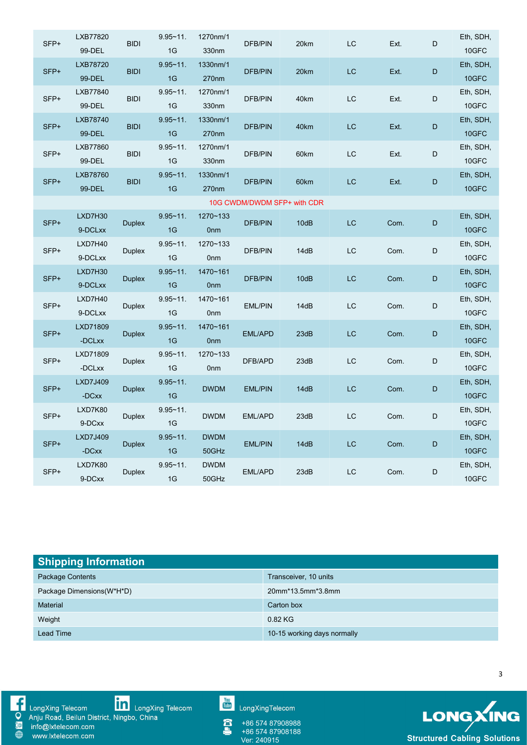| | | | | | | | | | | |
|---|---|---|---|---|---|---|---|---|---|---|
| SFP+ | LXB7782099-DEL | BIDI | 9.95~11.1G | 1270nm/1330nm | DFB/PIN | 20km | LC | Ext. | D | Eth, SDH, 10GFC |
| SFP+ | LXB7872099-DEL | BIDI | 9.95~11.1G | 1330nm/1270nm | DFB/PIN | 20km | LC | Ext. | D | Eth, SDH, 10GFC |
| SFP+ | LXB7784099-DEL | BIDI | 9.95~11.1G | 1270nm/1330nm | DFB/PIN | 40km | LC | Ext. | D | Eth, SDH, 10GFC |
| SFP+ | LXB7874099-DEL | BIDI | 9.95~11.1G | 1330nm/1270nm | DFB/PIN | 40km | LC | Ext. | D | Eth, SDH, 10GFC |
| SFP+ | LXB7786099-DEL | BIDI | 9.95~11.1G | 1270nm/1330nm | DFB/PIN | 60km | LC | Ext. | D | Eth, SDH, 10GFC |
| SFP+ | LXB7876099-DEL | BIDI | 9.95~11.1G | 1330nm/1270nm | DFB/PIN | 60km | LC | Ext. | D | Eth, SDH, 10GFC |
| 10G CWDM/DWDM SFP+ with CDR | | | | | | | | | | |
| SFP+ | LXD7H309-DCLxx | Duplex | 9.95~11.1G | 1270~1330nm | DFB/PIN | 10dB | LC | Com. | D | Eth, SDH, 10GFC |
| SFP+ | LXD7H409-DCLxx | Duplex | 9.95~11.1G | 1270~1330nm | DFB/PIN | 14dB | LC | Com. | D | Eth, SDH, 10GFC |
| SFP+ | LXD7H309-DCLxx | Duplex | 9.95~11.1G | 1470~1610nm | DFB/PIN | 10dB | LC | Com. | D | Eth, SDH, 10GFC |
| SFP+ | LXD7H409-DCLxx | Duplex | 9.95~11.1G | 1470~1610nm | EML/PIN | 14dB | LC | Com. | D | Eth, SDH, 10GFC |
| SFP+ | LXD71809-DCLxx | Duplex | 9.95~11.1G | 1470~1610nm | EML/APD | 23dB | LC | Com. | D | Eth, SDH, 10GFC |
| SFP+ | LXD71809-DCLxx | Duplex | 9.95~11.1G | 1270~1330nm | DFB/APD | 23dB | LC | Com. | D | Eth, SDH, 10GFC |
| SFP+ | LXD7J409-DCxx | Duplex | 9.95~11.1G | DWDM | EML/PIN | 14dB | LC | Com. | D | Eth, SDH, 10GFC |
| SFP+ | LXD7K809-DCxx | Duplex | 9.95~11.1G | DWDM | EML/APD | 23dB | LC | Com. | D | Eth, SDH, 10GFC |
| SFP+ | LXD7J409-DCxx | Duplex | 9.95~11.1G | DWDM 50GHz | EML/PIN | 14dB | LC | Com. | D | Eth, SDH, 10GFC |
| SFP+ | LXD7K809-DCxx | Duplex | 9.95~11.1G | DWDM 50GHz | EML/APD | 23dB | LC | Com. | D | Eth, SDH, 10GFC |

## Shipping Information

| | |
|---|---|
| Package Contents | Transceiver, 10 units |
| Package Dimensions(W*H*D) | 20mm*13.5mm*3.8mm |
| Material | Carton box |
| Weight | 0.82 KG |
| Lead Time | 10-15 working days normally |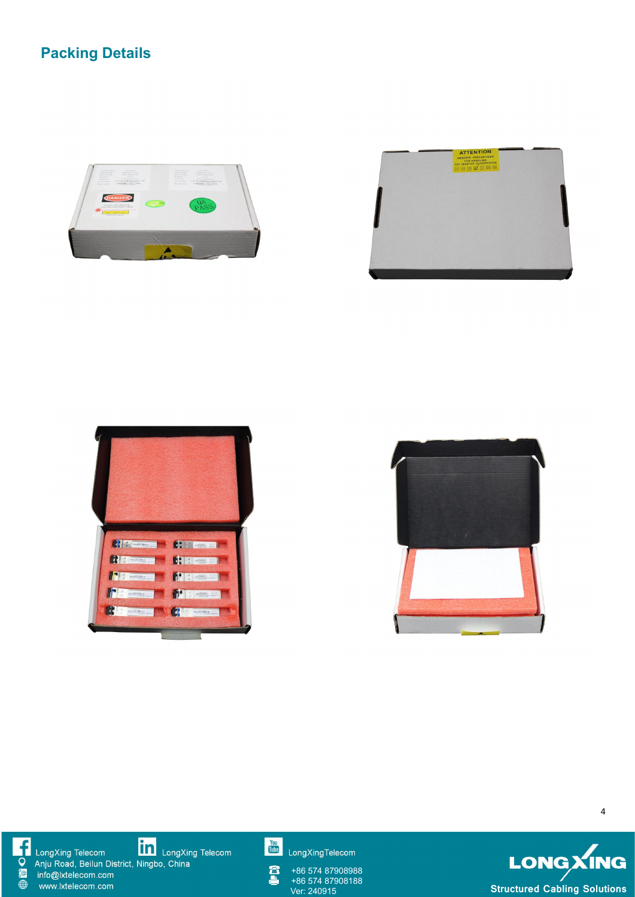## Packing Details